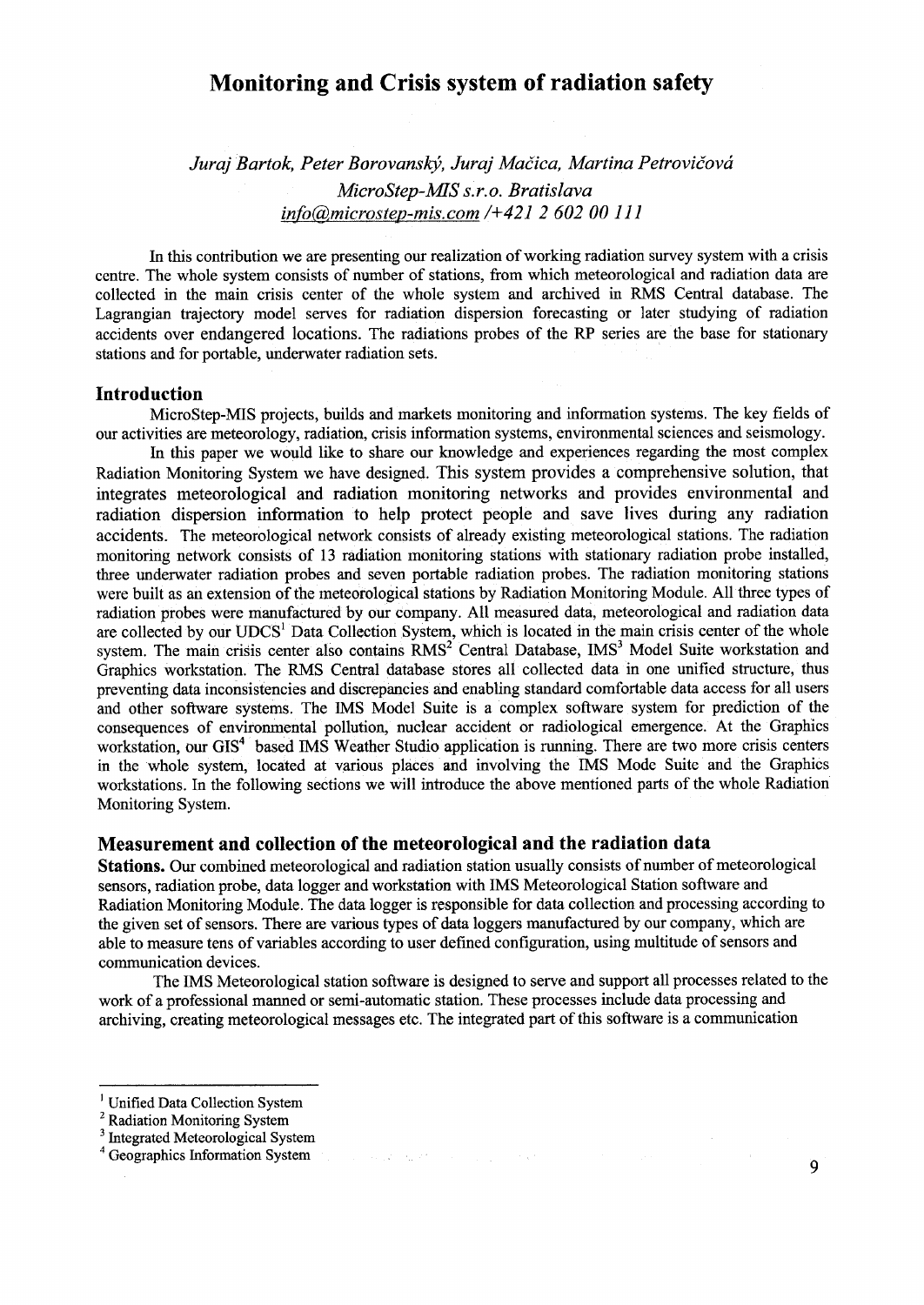# Monitoring and Crisis system of radiation safety

*Juraj Bartok, Peter Borovanský, Juraj Mačica, Martina Petrovičová*
*MicroStep-MIS s.r.o. Bratislava*
*info@microstep-mis.com /+421 2 602 00 111*

In this contribution we are presenting our realization of working radiation survey system with a crisis centre. The whole system consists of number of stations, from which meteorological and radiation data are collected in the main crisis center of the whole system and archived in RMS Central database. The Lagrangian trajectory model serves for radiation dispersion forecasting or later studying of radiation accidents over endangered locations. The radiations probes of the RP series are the base for stationary stations and for portable, underwater radiation sets.

## Introduction

MicroStep-MIS projects, builds and markets monitoring and information systems. The key fields of our activities are meteorology, radiation, crisis information systems, environmental sciences and seismology.

In this paper we would like to share our knowledge and experiences regarding the most complex Radiation Monitoring System we have designed. This system provides a comprehensive solution, that integrates meteorological and radiation monitoring networks and provides environmental and radiation dispersion information to help protect people and save lives during any radiation accidents. The meteorological network consists of already existing meteorological stations. The radiation monitoring network consists of 13 radiation monitoring stations with stationary radiation probe installed, three underwater radiation probes and seven portable radiation probes. The radiation monitoring stations were built as an extension of the meteorological stations by Radiation Monitoring Module. All three types of radiation probes were manufactured by our company. All measured data, meteorological and radiation data are collected by our UDCS[1] Data Collection System, which is located in the main crisis center of the whole system. The main crisis center also contains RMS[2] Central Database, IMS[3] Model Suite workstation and Graphics workstation. The RMS Central database stores all collected data in one unified structure, thus preventing data inconsistencies and discrepancies and enabling standard comfortable data access for all users and other software systems. The IMS Model Suite is a complex software system for prediction of the consequences of environmental pollution, nuclear accident or radiological emergence. At the Graphics workstation, our GIS[4] based IMS Weather Studio application is running. There are two more crisis centers in the whole system, located at various places and involving the IMS Mode Suite and the Graphics workstations. In the following sections we will introduce the above mentioned parts of the whole Radiation Monitoring System.

## Measurement and collection of the meteorological and the radiation data

**Stations.** Our combined meteorological and radiation station usually consists of number of meteorological sensors, radiation probe, data logger and workstation with IMS Meteorological Station software and Radiation Monitoring Module. The data logger is responsible for data collection and processing according to the given set of sensors. There are various types of data loggers manufactured by our company, which are able to measure tens of variables according to user defined configuration, using multitude of sensors and communication devices.

The IMS Meteorological station software is designed to serve and support all processes related to the work of a professional manned or semi-automatic station. These processes include data processing and archiving, creating meteorological messages etc. The integrated part of this software is a communication

---

[1] Unified Data Collection System
[2] Radiation Monitoring System
[3] Integrated Meteorological System
[4] Geographics Information System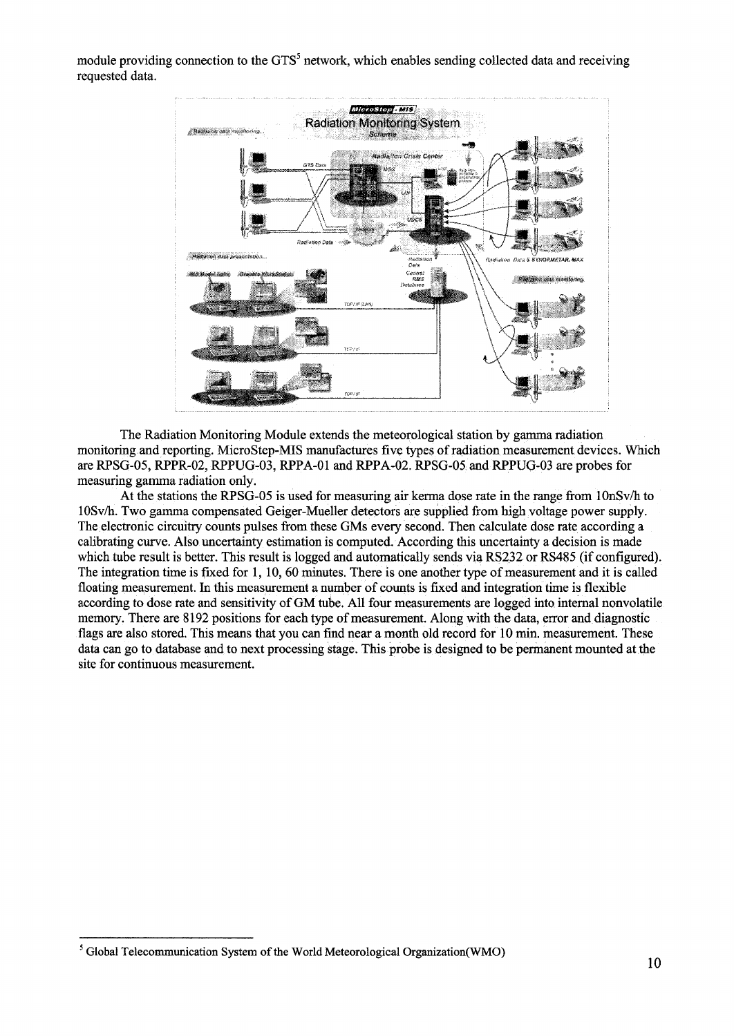module providing connection to the GTS[5] network, which enables sending collected data and receiving requested data.

The Radiation Monitoring Module extends the meteorological station by gamma radiation monitoring and reporting. MicroStep-MIS manufactures five types of radiation measurement devices. Which are RPSG-05, RPPR-02, RPPUG-03, RPPA-01 and RPPA-02. RPSG-05 and RPPUG-03 are probes for measuring gamma radiation only.

At the stations the RPSG-05 is used for measuring air kerma dose rate in the range from 10nSv/h to 10Sv/h. Two gamma compensated Geiger-Mueller detectors are supplied from high voltage power supply. The electronic circuitry counts pulses from these GMs every second. Then calculate dose rate according a calibrating curve. Also uncertainty estimation is computed. According this uncertainty a decision is made which tube result is better. This result is logged and automatically sends via RS232 or RS485 (if configured). The integration time is fixed for 1, 10, 60 minutes. There is one another type of measurement and it is called floating measurement. In this measurement a number of counts is fixed and integration time is flexible according to dose rate and sensitivity of GM tube. All four measurements are logged into internal nonvolatile memory. There are 8192 positions for each type of measurement. Along with the data, error and diagnostic flags are also stored. This means that you can find near a month old record for 10 min. measurement. These data can go to database and to next processing stage. This probe is designed to be permanent mounted at the site for continuous measurement.

[5] Global Telecommunication System of the World Meteorological Organization(WMO)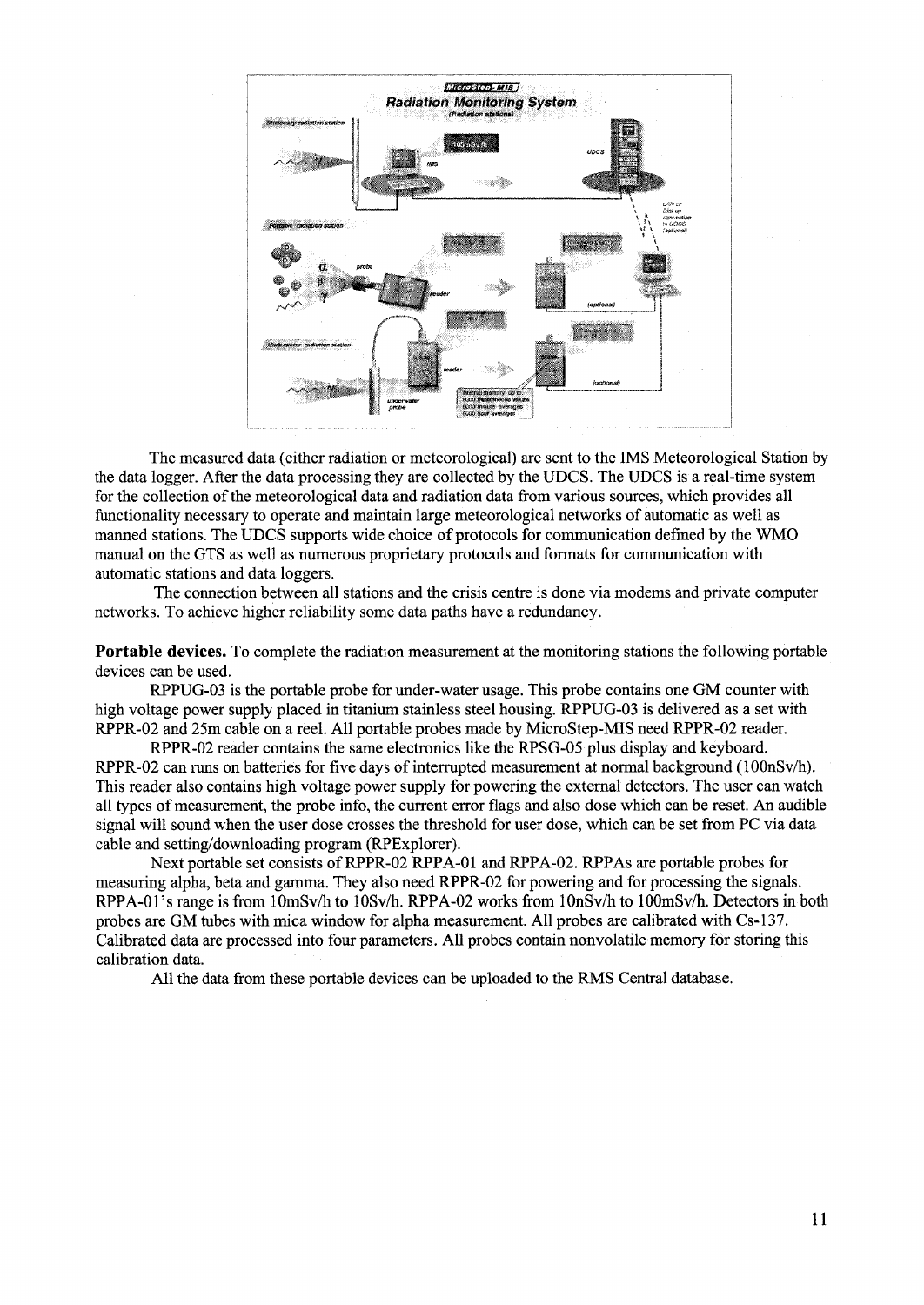The measured data (either radiation or meteorological) are sent to the IMS Meteorological Station by the data logger. After the data processing they are collected by the UDCS. The UDCS is a real-time system for the collection of the meteorological data and radiation data from various sources, which provides all functionality necessary to operate and maintain large meteorological networks of automatic as well as manned stations. The UDCS supports wide choice of protocols for communication defined by the WMO manual on the GTS as well as numerous proprietary protocols and formats for communication with automatic stations and data loggers.

The connection between all stations and the crisis centre is done via modems and private computer networks. To achieve higher reliability some data paths have a redundancy.

**Portable devices.** To complete the radiation measurement at the monitoring stations the following portable devices can be used.

RPPUG-03 is the portable probe for under-water usage. This probe contains one GM counter with high voltage power supply placed in titanium stainless steel housing. RPPUG-03 is delivered as a set with RPPR-02 and 25m cable on a reel. All portable probes made by MicroStep-MIS need RPPR-02 reader.

RPPR-02 reader contains the same electronics like the RPSG-05 plus display and keyboard. RPPR-02 can runs on batteries for five days of interrupted measurement at normal background (100nSv/h). This reader also contains high voltage power supply for powering the external detectors. The user can watch all types of measurement, the probe info, the current error flags and also dose which can be reset. An audible signal will sound when the user dose crosses the threshold for user dose, which can be set from PC via data cable and setting/downloading program (RPExplorer).

Next portable set consists of RPPR-02 RPPA-01 and RPPA-02. RPPAs are portable probes for measuring alpha, beta and gamma. They also need RPPR-02 for powering and for processing the signals. RPPA-01's range is from 10mSv/h to 10Sv/h. RPPA-02 works from 10nSv/h to 100mSv/h. Detectors in both probes are GM tubes with mica window for alpha measurement. All probes are calibrated with Cs-137. Calibrated data are processed into four parameters. All probes contain nonvolatile memory for storing this calibration data.

All the data from these portable devices can be uploaded to the RMS Central database.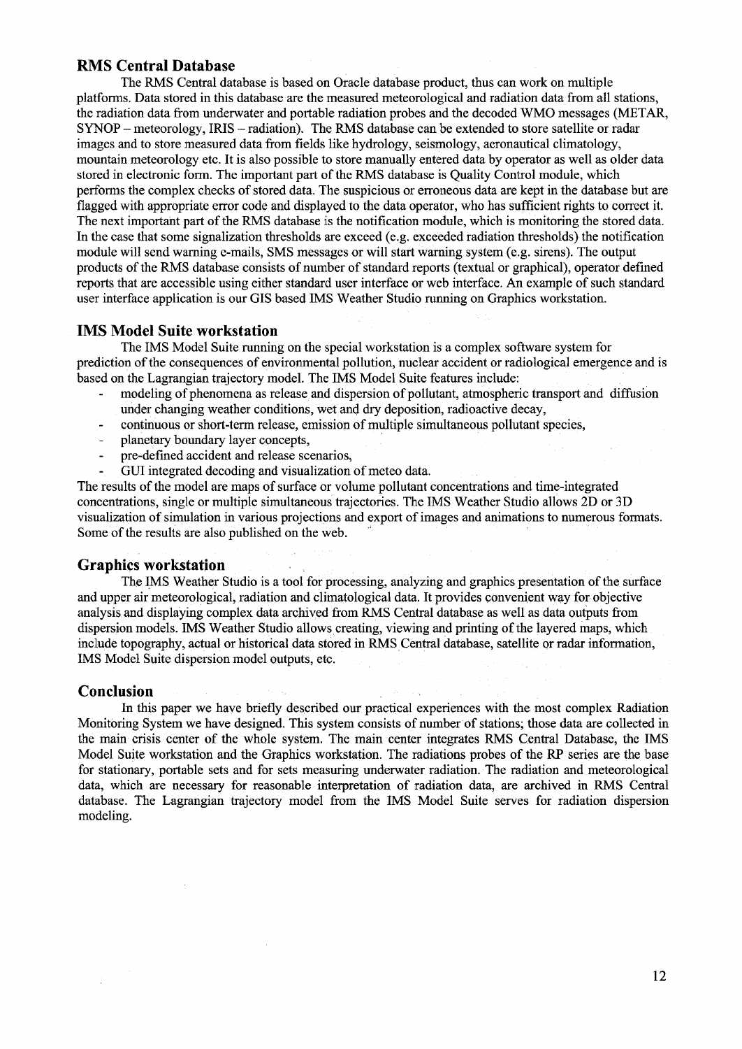## RMS Central Database

The RMS Central database is based on Oracle database product, thus can work on multiple platforms. Data stored in this database are the measured meteorological and radiation data from all stations, the radiation data from underwater and portable radiation probes and the decoded WMO messages (METAR, SYNOP – meteorology, IRIS – radiation). The RMS database can be extended to store satellite or radar images and to store measured data from fields like hydrology, seismology, aeronautical climatology, mountain meteorology etc. It is also possible to store manually entered data by operator as well as older data stored in electronic form. The important part of the RMS database is Quality Control module, which performs the complex checks of stored data. The suspicious or erroneous data are kept in the database but are flagged with appropriate error code and displayed to the data operator, who has sufficient rights to correct it. The next important part of the RMS database is the notification module, which is monitoring the stored data. In the case that some signalization thresholds are exceed (e.g. exceeded radiation thresholds) the notification module will send warning e-mails, SMS messages or will start warning system (e.g. sirens). The output products of the RMS database consists of number of standard reports (textual or graphical), operator defined reports that are accessible using either standard user interface or web interface. An example of such standard user interface application is our GIS based IMS Weather Studio running on Graphics workstation.

## IMS Model Suite workstation

The IMS Model Suite running on the special workstation is a complex software system for prediction of the consequences of environmental pollution, nuclear accident or radiological emergence and is based on the Lagrangian trajectory model. The IMS Model Suite features include:

- modeling of phenomena as release and dispersion of pollutant, atmospheric transport and diffusion under changing weather conditions, wet and dry deposition, radioactive decay,
- continuous or short-term release, emission of multiple simultaneous pollutant species,
- planetary boundary layer concepts,
- pre-defined accident and release scenarios,
- GUI integrated decoding and visualization of meteo data.

The results of the model are maps of surface or volume pollutant concentrations and time-integrated concentrations, single or multiple simultaneous trajectories. The IMS Weather Studio allows 2D or 3D visualization of simulation in various projections and export of images and animations to numerous formats. Some of the results are also published on the web.

## Graphics workstation

The IMS Weather Studio is a tool for processing, analyzing and graphics presentation of the surface and upper air meteorological, radiation and climatological data. It provides convenient way for objective analysis and displaying complex data archived from RMS Central database as well as data outputs from dispersion models. IMS Weather Studio allows creating, viewing and printing of the layered maps, which include topography, actual or historical data stored in RMS Central database, satellite or radar information, IMS Model Suite dispersion model outputs, etc.

## Conclusion

In this paper we have briefly described our practical experiences with the most complex Radiation Monitoring System we have designed. This system consists of number of stations; those data are collected in the main crisis center of the whole system. The main center integrates RMS Central Database, the IMS Model Suite workstation and the Graphics workstation. The radiations probes of the RP series are the base for stationary, portable sets and for sets measuring underwater radiation. The radiation and meteorological data, which are necessary for reasonable interpretation of radiation data, are archived in RMS Central database. The Lagrangian trajectory model from the IMS Model Suite serves for radiation dispersion modeling.